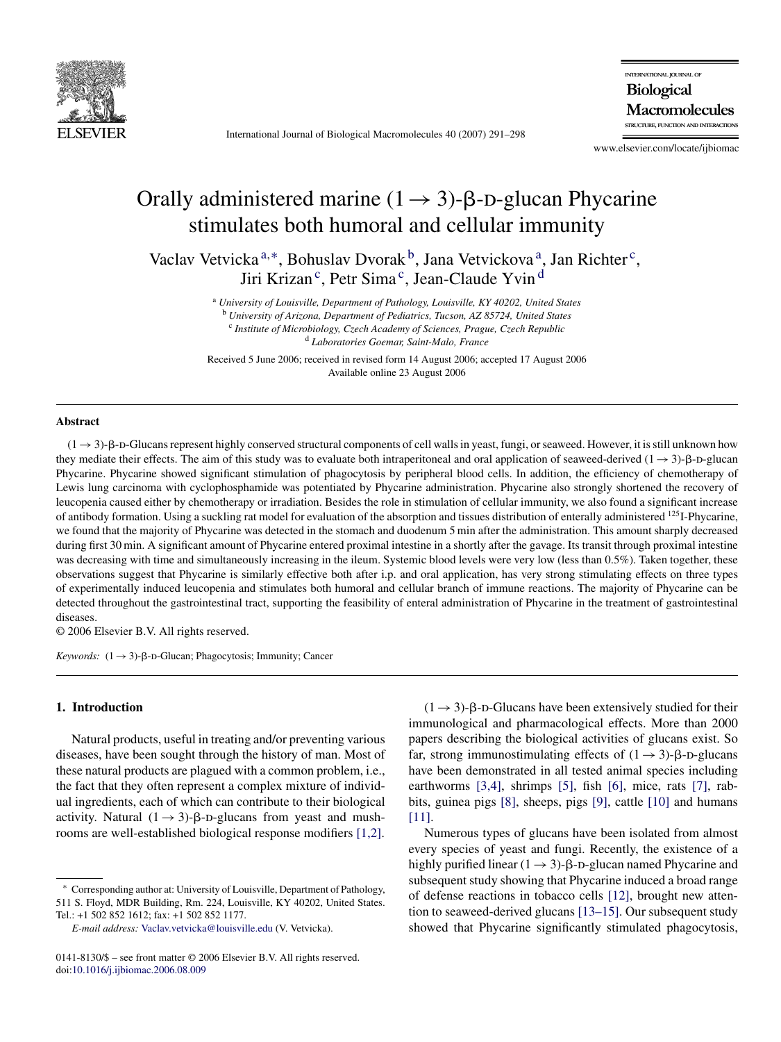# Orally administered marine $(1 \rightarrow 3)$-β-D-glucan Phycarine stimulates both humoral and cellular immunity

Vaclav Vetvicka [a,*], Bohuslav Dvorak [b], Jana Vetvickova [a], Jan Richter [c], Jiri Krizan [c], Petr Sima [c], Jean-Claude Yvin [d]

[a] *University of Louisville, Department of Pathology, Louisville, KY 40202, United States*
[b] *University of Arizona, Department of Pediatrics, Tucson, AZ 85724, United States*
[c] *Institute of Microbiology, Czech Academy of Sciences, Prague, Czech Republic*
[d] *Laboratories Goemar, Saint-Malo, France*

Received 5 June 2006; received in revised form 14 August 2006; accepted 17 August 2006
Available online 23 August 2006

## Abstract

$(1 \rightarrow 3)$-β-D-Glucans represent highly conserved structural components of cell walls in yeast, fungi, or seaweed. However, it is still unknown how they mediate their effects. The aim of this study was to evaluate both intraperitoneal and oral application of seaweed-derived $(1 \rightarrow 3)$-β-D-glucan Phycarine. Phycarine showed significant stimulation of phagocytosis by peripheral blood cells. In addition, the efficiency of chemotherapy of Lewis lung carcinoma with cyclophosphamide was potentiated by Phycarine administration. Phycarine also strongly shortened the recovery of leucopenia caused either by chemotherapy or irradiation. Besides the role in stimulation of cellular immunity, we also found a significant increase of antibody formation. Using a suckling rat model for evaluation of the absorption and tissues distribution of enterally administered $^{125}$I-Phycarine, we found that the majority of Phycarine was detected in the stomach and duodenum 5 min after the administration. This amount sharply decreased during first 30 min. A significant amount of Phycarine entered proximal intestine in a shortly after the gavage. Its transit through proximal intestine was decreasing with time and simultaneously increasing in the ileum. Systemic blood levels were very low (less than 0.5%). Taken together, these observations suggest that Phycarine is similarly effective both after i.p. and oral application, has very strong stimulating effects on three types of experimentally induced leucopenia and stimulates both humoral and cellular branch of immune reactions. The majority of Phycarine can be detected throughout the gastrointestinal tract, supporting the feasibility of enteral administration of Phycarine in the treatment of gastrointestinal diseases.

© 2006 Elsevier B.V. All rights reserved.

*Keywords:* $(1 \rightarrow 3)$-β-D-Glucan; Phagocytosis; Immunity; Cancer

## 1. Introduction

Natural products, useful in treating and/or preventing various diseases, have been sought through the history of man. Most of these natural products are plagued with a common problem, i.e., the fact that they often represent a complex mixture of individual ingredients, each of which can contribute to their biological activity. Natural $(1 \rightarrow 3)$-β-D-glucans from yeast and mushrooms are well-established biological response modifiers [1,2].

$(1 \rightarrow 3)$-β-D-Glucans have been extensively studied for their immunological and pharmacological effects. More than 2000 papers describing the biological activities of glucans exist. So far, strong immunostimulating effects of $(1 \rightarrow 3)$-β-D-glucans have been demonstrated in all tested animal species including earthworms [3,4], shrimps [5], fish [6], mice, rats [7], rabbits, guinea pigs [8], sheeps, pigs [9], cattle [10] and humans [11].

Numerous types of glucans have been isolated from almost every species of yeast and fungi. Recently, the existence of a highly purified linear $(1 \rightarrow 3)$-β-D-glucan named Phycarine and subsequent study showing that Phycarine induced a broad range of defense reactions in tobacco cells [12], brought new attention to seaweed-derived glucans [13–15]. Our subsequent study showed that Phycarine significantly stimulated phagocytosis,

---

\* Corresponding author at: University of Louisville, Department of Pathology, 511 S. Floyd, MDR Building, Rm. 224, Louisville, KY 40202, United States. Tel.: +1 502 852 1612; fax: +1 502 852 1177.

*E-mail address:* Vaclav.vetvicka@louisville.edu (V. Vetvicka).

0141-8130/$ – see front matter © 2006 Elsevier B.V. All rights reserved.
doi:10.1016/j.ijbiomac.2006.08.009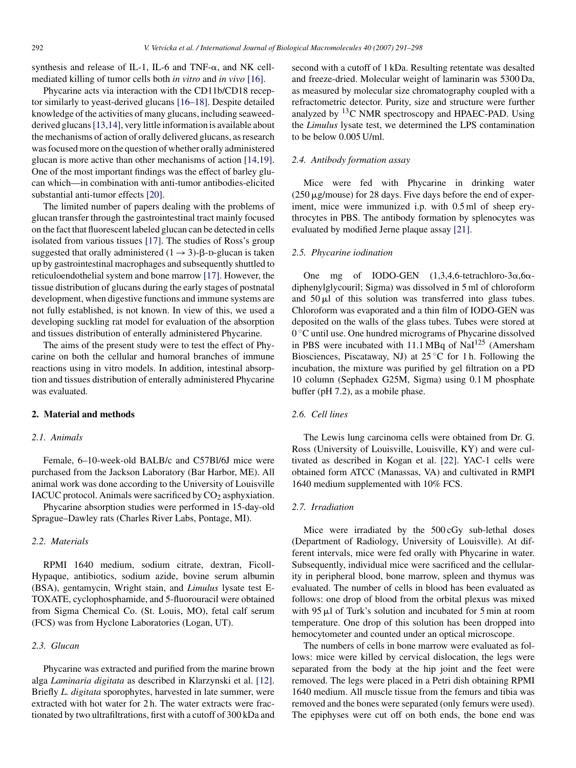synthesis and release of IL-1, IL-6 and TNF-α, and NK cell-mediated killing of tumor cells both *in vitro* and *in vivo* [16].

Phycarine acts via interaction with the CD11b/CD18 receptor similarly to yeast-derived glucans [16–18]. Despite detailed knowledge of the activities of many glucans, including seaweed-derived glucans [13,14], very little information is available about the mechanisms of action of orally delivered glucans, as research was focused more on the question of whether orally administered glucan is more active than other mechanisms of action [14,19]. One of the most important findings was the effect of barley glucan which—in combination with anti-tumor antibodies-elicited substantial anti-tumor effects [20].

The limited number of papers dealing with the problems of glucan transfer through the gastrointestinal tract mainly focused on the fact that fluorescent labeled glucan can be detected in cells isolated from various tissues [17]. The studies of Ross's group suggested that orally administered $(1\rightarrow3)$-β-D-glucan is taken up by gastrointestinal macrophages and subsequently shuttled to reticuloendothelial system and bone marrow [17]. However, the tissue distribution of glucans during the early stages of postnatal development, when digestive functions and immune systems are not fully established, is not known. In view of this, we used a developing suckling rat model for evaluation of the absorption and tissues distribution of enterally administered Phycarine.

The aims of the present study were to test the effect of Phycarine on both the cellular and humoral branches of immune reactions using in vitro models. In addition, intestinal absorption and tissues distribution of enterally administered Phycarine was evaluated.

## 2. Material and methods

### 2.1. Animals

Female, 6–10-week-old BALB/c and C57Bl/6J mice were purchased from the Jackson Laboratory (Bar Harbor, ME). All animal work was done according to the University of Louisville IACUC protocol. Animals were sacrificed by $CO_2$ asphyxiation.

Phycarine absorption studies were performed in 15-day-old Sprague–Dawley rats (Charles River Labs, Pontage, MI).

### 2.2. Materials

RPMI 1640 medium, sodium citrate, dextran, Ficoll-Hypaque, antibiotics, sodium azide, bovine serum albumin (BSA), gentamycin, Wright stain, and *Limulus* lysate test E-TOXATE, cyclophosphamide, and 5-fluorouracil were obtained from Sigma Chemical Co. (St. Louis, MO), fetal calf serum (FCS) was from Hyclone Laboratories (Logan, UT).

### 2.3. Glucan

Phycarine was extracted and purified from the marine brown alga *Laminaria digitata* as described in Klarzynski et al. [12]. Briefly *L. digitata* sporophytes, harvested in late summer, were extracted with hot water for 2 h. The water extracts were fractionated by two ultrafiltrations, first with a cutoff of 300 kDa and second with a cutoff of 1 kDa. Resulting retentate was desalted and freeze-dried. Molecular weight of laminarin was 5300 Da, as measured by molecular size chromatography coupled with a refractometric detector. Purity, size and structure were further analyzed by $^{13}C$ NMR spectroscopy and HPAEC-PAD. Using the *Limulus* lysate test, we determined the LPS contamination to be below 0.005 U/ml.

### 2.4. Antibody formation assay

Mice were fed with Phycarine in drinking water (250 μg/mouse) for 28 days. Five days before the end of experiment, mice were immunized i.p. with 0.5 ml of sheep erythrocytes in PBS. The antibody formation by splenocytes was evaluated by modified Jerne plaque assay [21].

### 2.5. Phycarine iodination

One mg of IODO-GEN (1,3,4,6-tetrachloro-3α,6α-diphenylglycouril; Sigma) was dissolved in 5 ml of chloroform and 50 μl of this solution was transferred into glass tubes. Chloroform was evaporated and a thin film of IODO-GEN was deposited on the walls of the glass tubes. Tubes were stored at 0 °C until use. One hundred micrograms of Phycarine dissolved in PBS were incubated with 11.1 MBq of $NaI^{125}$ (Amersham Biosciences, Piscataway, NJ) at 25 °C for 1 h. Following the incubation, the mixture was purified by gel filtration on a PD 10 column (Sephadex G25M, Sigma) using 0.1 M phosphate buffer (pH 7.2), as a mobile phase.

### 2.6. Cell lines

The Lewis lung carcinoma cells were obtained from Dr. G. Ross (University of Louisville, Louisville, KY) and were cultivated as described in Kogan et al. [22]. YAC-1 cells were obtained form ATCC (Manassas, VA) and cultivated in RMPI 1640 medium supplemented with 10% FCS.

### 2.7. Irradiation

Mice were irradiated by the 500 cGy sub-lethal doses (Department of Radiology, University of Louisville). At different intervals, mice were fed orally with Phycarine in water. Subsequently, individual mice were sacrificed and the cellularity in peripheral blood, bone marrow, spleen and thymus was evaluated. The number of cells in blood has been evaluated as follows: one drop of blood from the orbital plexus was mixed with 95 μl of Turk's solution and incubated for 5 min at room temperature. One drop of this solution has been dropped into hemocytometer and counted under an optical microscope.

The numbers of cells in bone marrow were evaluated as follows: mice were killed by cervical dislocation, the legs were separated from the body at the hip joint and the feet were removed. The legs were placed in a Petri dish obtaining RPMI 1640 medium. All muscle tissue from the femurs and tibia was removed and the bones were separated (only femurs were used). The epiphyses were cut off on both ends, the bone end was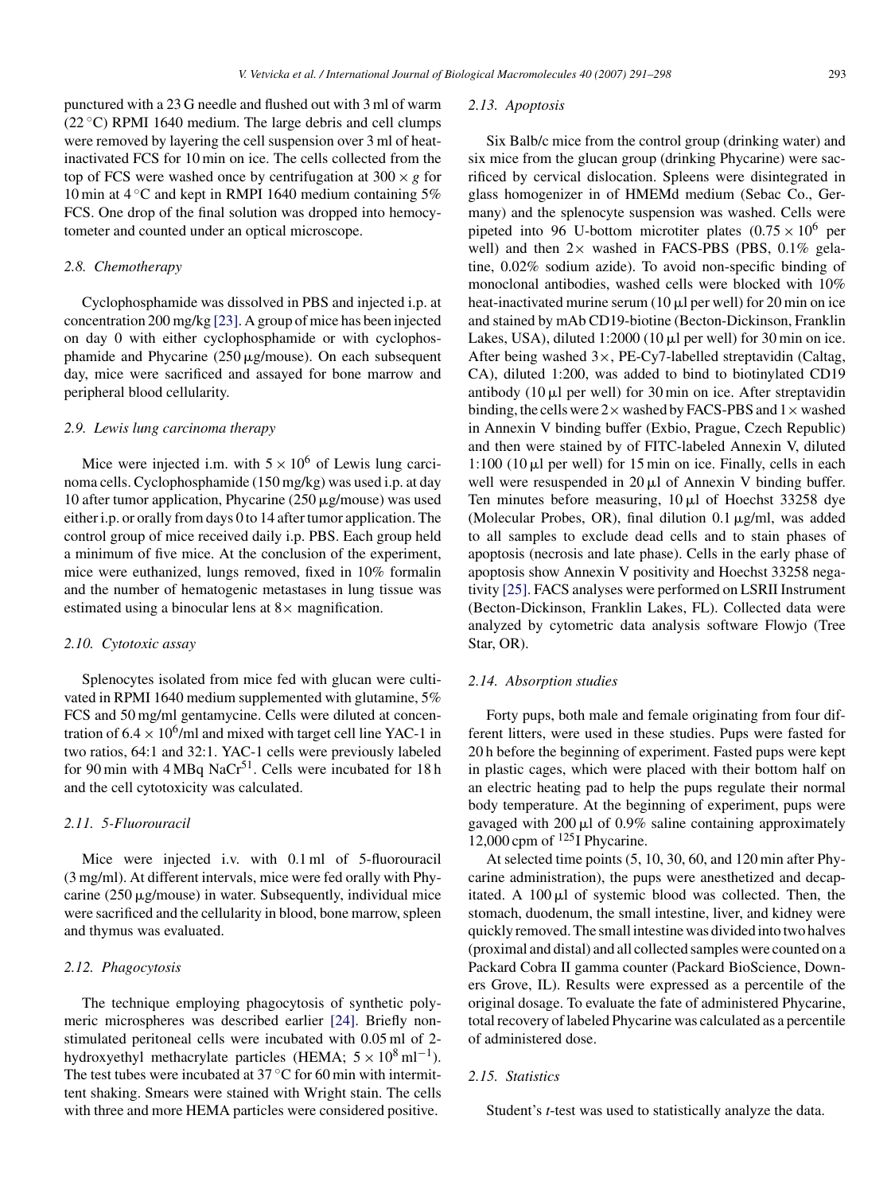punctured with a 23 G needle and flushed out with 3 ml of warm (22 °C) RPMI 1640 medium. The large debris and cell clumps were removed by layering the cell suspension over 3 ml of heat-inactivated FCS for 10 min on ice. The cells collected from the top of FCS were washed once by centrifugation at 300 × *g* for 10 min at 4 °C and kept in RMPI 1640 medium containing 5% FCS. One drop of the final solution was dropped into hemocytometer and counted under an optical microscope.

### *2.8. Chemotherapy*

Cyclophosphamide was dissolved in PBS and injected i.p. at concentration 200 mg/kg [23]. A group of mice has been injected on day 0 with either cyclophosphamide or with cyclophosphamide and Phycarine (250 μg/mouse). On each subsequent day, mice were sacrificed and assayed for bone marrow and peripheral blood cellularity.

### *2.9. Lewis lung carcinoma therapy*

Mice were injected i.m. with $5 \times 10^6$ of Lewis lung carcinoma cells. Cyclophosphamide (150 mg/kg) was used i.p. at day 10 after tumor application, Phycarine (250 μg/mouse) was used either i.p. or orally from days 0 to 14 after tumor application. The control group of mice received daily i.p. PBS. Each group held a minimum of five mice. At the conclusion of the experiment, mice were euthanized, lungs removed, fixed in 10% formalin and the number of hematogenic metastases in lung tissue was estimated using a binocular lens at 8× magnification.

### *2.10. Cytotoxic assay*

Splenocytes isolated from mice fed with glucan were cultivated in RPMI 1640 medium supplemented with glutamine, 5% FCS and 50 mg/ml gentamycine. Cells were diluted at concentration of $6.4 \times 10^6$/ml and mixed with target cell line YAC-1 in two ratios, 64:1 and 32:1. YAC-1 cells were previously labeled for 90 min with 4 MBq $NaCr^{51}$. Cells were incubated for 18 h and the cell cytotoxicity was calculated.

### *2.11. 5-Fluorouracil*

Mice were injected i.v. with 0.1 ml of 5-fluorouracil (3 mg/ml). At different intervals, mice were fed orally with Phycarine (250 μg/mouse) in water. Subsequently, individual mice were sacrificed and the cellularity in blood, bone marrow, spleen and thymus was evaluated.

### *2.12. Phagocytosis*

The technique employing phagocytosis of synthetic polymeric microspheres was described earlier [24]. Briefly non-stimulated peritoneal cells were incubated with 0.05 ml of 2-hydroxyethyl methacrylate particles (HEMA; $5 \times 10^8\,\text{ml}^{-1}$). The test tubes were incubated at 37 °C for 60 min with intermittent shaking. Smears were stained with Wright stain. The cells with three and more HEMA particles were considered positive.

### *2.13. Apoptosis*

Six Balb/c mice from the control group (drinking water) and six mice from the glucan group (drinking Phycarine) were sacrificed by cervical dislocation. Spleens were disintegrated in glass homogenizer in of HMEMd medium (Sebac Co., Germany) and the splenocyte suspension was washed. Cells were pipeted into 96 U-bottom microtiter plates ($0.75 \times 10^6$ per well) and then 2× washed in FACS-PBS (PBS, 0.1% gelatine, 0.02% sodium azide). To avoid non-specific binding of monoclonal antibodies, washed cells were blocked with 10% heat-inactivated murine serum (10 μl per well) for 20 min on ice and stained by mAb CD19-biotine (Becton-Dickinson, Franklin Lakes, USA), diluted 1:2000 (10 μl per well) for 30 min on ice. After being washed 3×, PE-Cy7-labelled streptavidin (Caltag, CA), diluted 1:200, was added to bind to biotinylated CD19 antibody (10 μl per well) for 30 min on ice. After streptavidin binding, the cells were 2× washed by FACS-PBS and 1× washed in Annexin V binding buffer (Exbio, Prague, Czech Republic) and then were stained by of FITC-labeled Annexin V, diluted 1:100 (10 μl per well) for 15 min on ice. Finally, cells in each well were resuspended in 20 μl of Annexin V binding buffer. Ten minutes before measuring, 10 μl of Hoechst 33258 dye (Molecular Probes, OR), final dilution 0.1 μg/ml, was added to all samples to exclude dead cells and to stain phases of apoptosis (necrosis and late phase). Cells in the early phase of apoptosis show Annexin V positivity and Hoechst 33258 negativity [25]. FACS analyses were performed on LSRII Instrument (Becton-Dickinson, Franklin Lakes, FL). Collected data were analyzed by cytometric data analysis software Flowjo (Tree Star, OR).

### *2.14. Absorption studies*

Forty pups, both male and female originating from four different litters, were used in these studies. Pups were fasted for 20 h before the beginning of experiment. Fasted pups were kept in plastic cages, which were placed with their bottom half on an electric heating pad to help the pups regulate their normal body temperature. At the beginning of experiment, pups were gavaged with 200 μl of 0.9% saline containing approximately 12,000 cpm of $^{125}$I Phycarine.

At selected time points (5, 10, 30, 60, and 120 min after Phycarine administration), the pups were anesthetized and decapitated. A 100 μl of systemic blood was collected. Then, the stomach, duodenum, the small intestine, liver, and kidney were quickly removed. The small intestine was divided into two halves (proximal and distal) and all collected samples were counted on a Packard Cobra II gamma counter (Packard BioScience, Downers Grove, IL). Results were expressed as a percentile of the original dosage. To evaluate the fate of administered Phycarine, total recovery of labeled Phycarine was calculated as a percentile of administered dose.

### *2.15. Statistics*

Student's *t*-test was used to statistically analyze the data.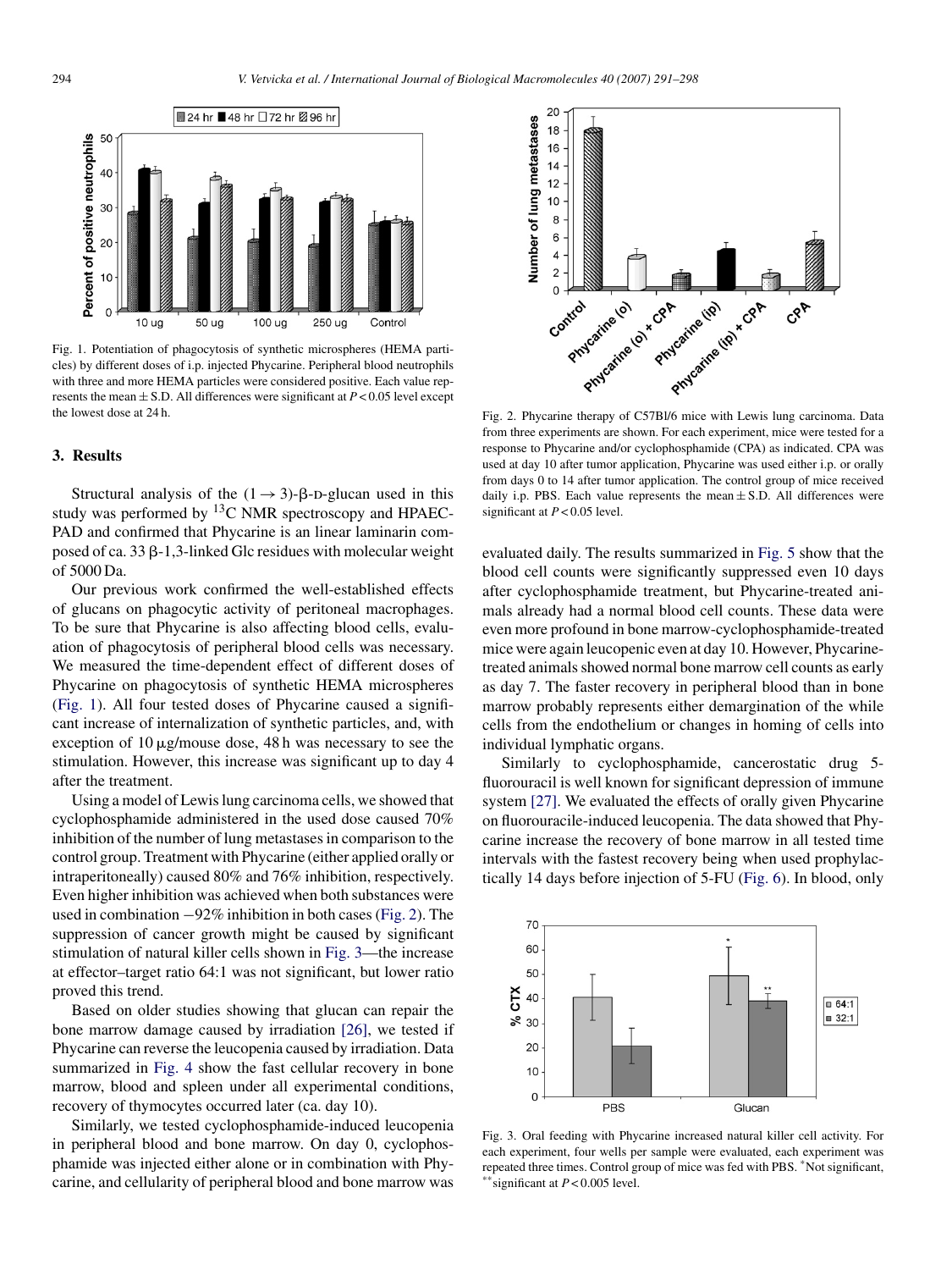24 hr 48 hr 72 hr 96 hr

Percent of positive neutrophils

50
40
30
20
10
0

10 ug 50 ug 100 ug 250 ug Control

Fig. 1. Potentiation of phagocytosis of synthetic microspheres (HEMA particles) by different doses of i.p. injected Phycarine. Peripheral blood neutrophils with three and more HEMA particles were considered positive. Each value represents the mean ± S.D. All differences were significant at $P < 0.05$ level except the lowest dose at 24 h.

Number of lung metastases

20
18
16
14
12
10
8
6
4
2
0

Control Phycarine (o) Phycarine (o) + CPA Phycarine (ip) Phycarine (ip) + CPA CPA

Fig. 2. Phycarine therapy of C57Bl/6 mice with Lewis lung carcinoma. Data from three experiments are shown. For each experiment, mice were tested for a response to Phycarine and/or cyclophosphamide (CPA) as indicated. CPA was used at day 10 after tumor application, Phycarine was used either i.p. or orally from days 0 to 14 after tumor application. The control group of mice received daily i.p. PBS. Each value represents the mean ± S.D. All differences were significant at $P < 0.05$ level.

## 3. Results

Structural analysis of the (1 → 3)-β-D-glucan used in this study was performed by [13]C NMR spectroscopy and HPAEC-PAD and confirmed that Phycarine is an linear laminarin composed of ca. 33 β-1,3-linked Glc residues with molecular weight of 5000 Da.

Our previous work confirmed the well-established effects of glucans on phagocytic activity of peritoneal macrophages. To be sure that Phycarine is also affecting blood cells, evaluation of phagocytosis of peripheral blood cells was necessary. We measured the time-dependent effect of different doses of Phycarine on phagocytosis of synthetic HEMA microspheres (Fig. 1). All four tested doses of Phycarine caused a significant increase of internalization of synthetic particles, and, with exception of 10 μg/mouse dose, 48 h was necessary to see the stimulation. However, this increase was significant up to day 4 after the treatment.

Using a model of Lewis lung carcinoma cells, we showed that cyclophosphamide administered in the used dose caused 70% inhibition of the number of lung metastases in comparison to the control group. Treatment with Phycarine (either applied orally or intraperitoneally) caused 80% and 76% inhibition, respectively. Even higher inhibition was achieved when both substances were used in combination −92% inhibition in both cases (Fig. 2). The suppression of cancer growth might be caused by significant stimulation of natural killer cells shown in Fig. 3—the increase at effector–target ratio 64:1 was not significant, but lower ratio proved this trend.

Based on older studies showing that glucan can repair the bone marrow damage caused by irradiation [26], we tested if Phycarine can reverse the leucopenia caused by irradiation. Data summarized in Fig. 4 show the fast cellular recovery in bone marrow, blood and spleen under all experimental conditions, recovery of thymocytes occurred later (ca. day 10).

Similarly, we tested cyclophosphamide-induced leucopenia in peripheral blood and bone marrow. On day 0, cyclophosphamide was injected either alone or in combination with Phycarine, and cellularity of peripheral blood and bone marrow was evaluated daily. The results summarized in Fig. 5 show that the blood cell counts were significantly suppressed even 10 days after cyclophosphamide treatment, but Phycarine-treated animals already had a normal blood cell counts. These data were even more profound in bone marrow-cyclophosphamide-treated mice were again leucopenic even at day 10. However, Phycarine-treated animals showed normal bone marrow cell counts as early as day 7. The faster recovery in peripheral blood than in bone marrow probably represents either demargination of the while cells from the endothelium or changes in homing of cells into individual lymphatic organs.

Similarly to cyclophosphamide, cancerostatic drug 5-fluorouracil is well known for significant depression of immune system [27]. We evaluated the effects of orally given Phycarine on fluorouracile-induced leucopenia. The data showed that Phycarine increase the recovery of bone marrow in all tested time intervals with the fastest recovery being when used prophylactically 14 days before injection of 5-FU (Fig. 6). In blood, only

% CTX

70
60
50
40
30
20
10
0

PBS Glucan

*

**

64:1
32:1

Fig. 3. Oral feeding with Phycarine increased natural killer cell activity. For each experiment, four wells per sample were evaluated, each experiment was repeated three times. Control group of mice was fed with PBS. *Not significant, **significant at $P < 0.005$ level.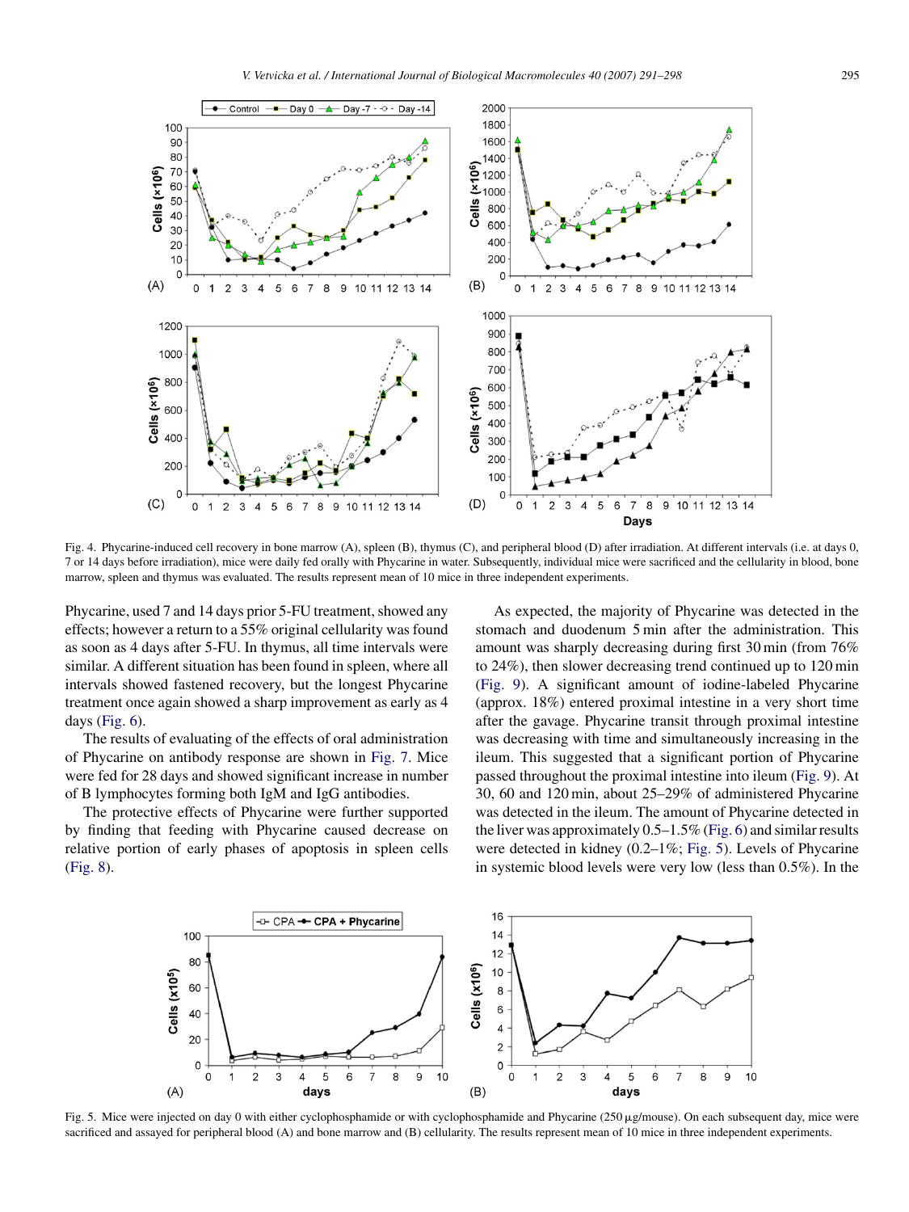Control — Day 0 — Day -7 — Day -14

100
90
80
70
60
50
40
30
20
10
0
Cells (×10⁶)
(A)
0 1 2 3 4 5 6 7 8 9 10 11 12 13 14

2000
1800
1600
1400
1200
1000
800
600
400
200
0
Cells (×10⁶)
(B)
0 1 2 3 4 5 6 7 8 9 10 11 12 13 14

1200
1000
800
600
400
200
0
Cells (×10⁶)
(C)
0 1 2 3 4 5 6 7 8 9 10 11 12 13 14

1000
900
800
700
600
500
400
300
200
100
0
Cells (×10⁶)
(D)
0 1 2 3 4 5 6 7 8 9 10 11 12 13 14
Days

Fig. 4. Phycarine-induced cell recovery in bone marrow (A), spleen (B), thymus (C), and peripheral blood (D) after irradiation. At different intervals (i.e. at days 0, 7 or 14 days before irradiation), mice were daily fed orally with Phycarine in water. Subsequently, individual mice were sacrificed and the cellularity in blood, bone marrow, spleen and thymus was evaluated. The results represent mean of 10 mice in three independent experiments.

Phycarine, used 7 and 14 days prior 5-FU treatment, showed any effects; however a return to a 55% original cellularity was found as soon as 4 days after 5-FU. In thymus, all time intervals were similar. A different situation has been found in spleen, where all intervals showed fastened recovery, but the longest Phycarine treatment once again showed a sharp improvement as early as 4 days (Fig. 6).

The results of evaluating of the effects of oral administration of Phycarine on antibody response are shown in Fig. 7. Mice were fed for 28 days and showed significant increase in number of B lymphocytes forming both IgM and IgG antibodies.

The protective effects of Phycarine were further supported by finding that feeding with Phycarine caused decrease on relative portion of early phases of apoptosis in spleen cells (Fig. 8).

As expected, the majority of Phycarine was detected in the stomach and duodenum 5 min after the administration. This amount was sharply decreasing during first 30 min (from 76% to 24%), then slower decreasing trend continued up to 120 min (Fig. 9). A significant amount of iodine-labeled Phycarine (approx. 18%) entered proximal intestine in a very short time after the gavage. Phycarine transit through proximal intestine was decreasing with time and simultaneously increasing in the ileum. This suggested that a significant portion of Phycarine passed throughout the proximal intestine into ileum (Fig. 9). At 30, 60 and 120 min, about 25–29% of administered Phycarine was detected in the ileum. The amount of Phycarine detected in the liver was approximately 0.5–1.5% (Fig. 6) and similar results were detected in kidney (0.2–1%; Fig. 5). Levels of Phycarine in systemic blood levels were very low (less than 0.5%). In the

CPA — CPA + Phycarine

100
80
60
40
20
0
Cells (x10⁵)
(A)
0 1 2 3 4 5 6 7 8 9 10
days

16
14
12
10
8
6
4
2
0
Cells (x10⁶)
(B)
0 1 2 3 4 5 6 7 8 9 10
days

Fig. 5. Mice were injected on day 0 with either cyclophosphamide or with cyclophosphamide and Phycarine (250 μg/mouse). On each subsequent day, mice were sacrificed and assayed for peripheral blood (A) and bone marrow and (B) cellularity. The results represent mean of 10 mice in three independent experiments.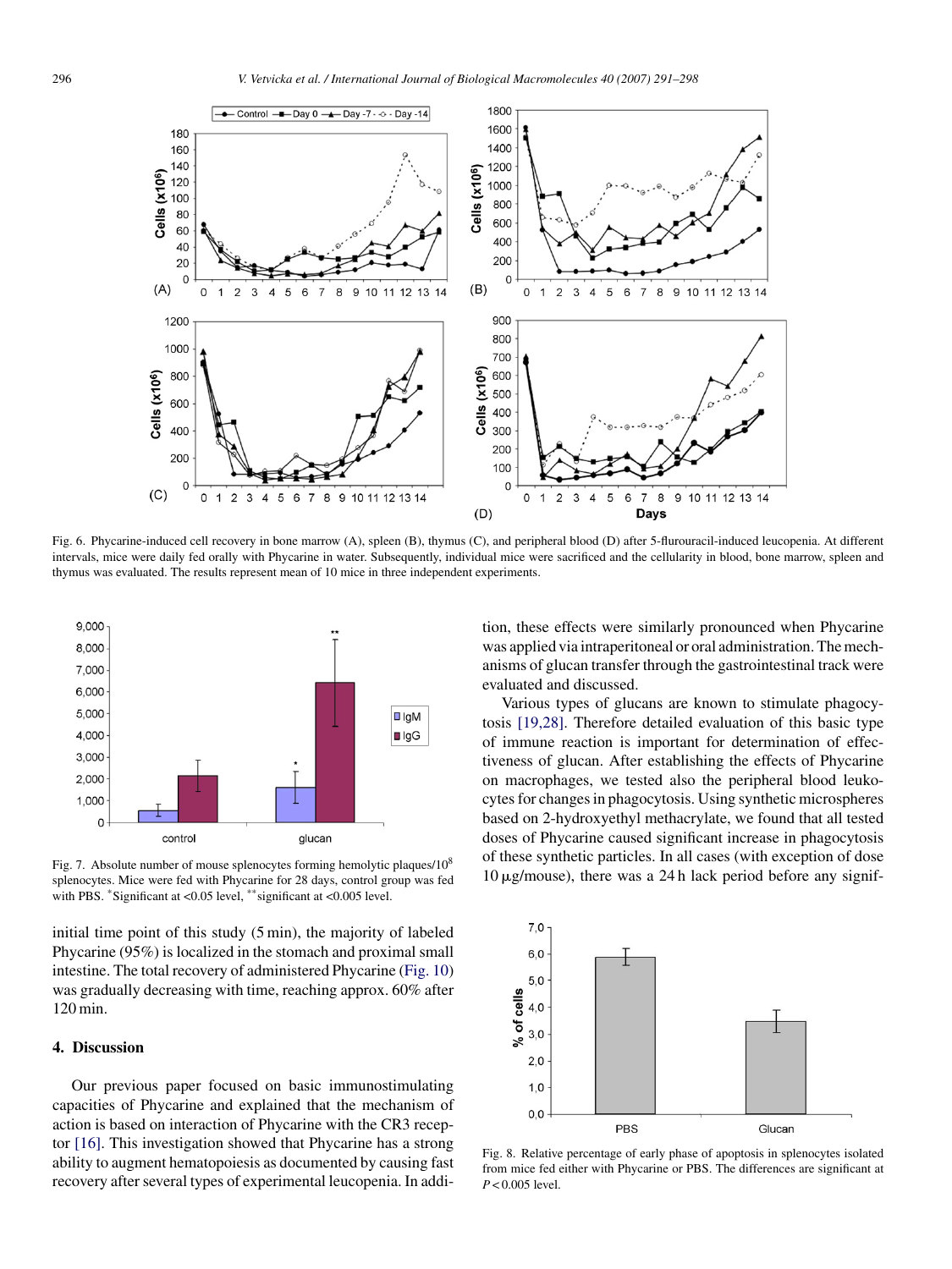Fig. 6. Phycarine-induced cell recovery in bone marrow (A), spleen (B), thymus (C), and peripheral blood (D) after 5-flurouracil-induced leucopenia. At different intervals, mice were daily fed orally with Phycarine in water. Subsequently, individual mice were sacrificed and the cellularity in blood, bone marrow, spleen and thymus was evaluated. The results represent mean of 10 mice in three independent experiments.

Fig. 7. Absolute number of mouse splenocytes forming hemolytic plaques/$10^8$ splenocytes. Mice were fed with Phycarine for 28 days, control group was fed with PBS. *Significant at <0.05 level, **significant at <0.005 level.

initial time point of this study (5 min), the majority of labeled Phycarine (95%) is localized in the stomach and proximal small intestine. The total recovery of administered Phycarine (Fig. 10) was gradually decreasing with time, reaching approx. 60% after 120 min.

## 4. Discussion

Our previous paper focused on basic immunostimulating capacities of Phycarine and explained that the mechanism of action is based on interaction of Phycarine with the CR3 receptor [16]. This investigation showed that Phycarine has a strong ability to augment hematopoiesis as documented by causing fast recovery after several types of experimental leucopenia. In addition, these effects were similarly pronounced when Phycarine was applied via intraperitoneal or oral administration. The mechanisms of glucan transfer through the gastrointestinal track were evaluated and discussed.

Various types of glucans are known to stimulate phagocytosis [19,28]. Therefore detailed evaluation of this basic type of immune reaction is important for determination of effectiveness of glucan. After establishing the effects of Phycarine on macrophages, we tested also the peripheral blood leukocytes for changes in phagocytosis. Using synthetic microspheres based on 2-hydroxyethyl methacrylate, we found that all tested doses of Phycarine caused significant increase in phagocytosis of these synthetic particles. In all cases (with exception of dose 10 μg/mouse), there was a 24 h lack period before any signif-

Fig. 8. Relative percentage of early phase of apoptosis in splenocytes isolated from mice fed either with Phycarine or PBS. The differences are significant at $P < 0.005$ level.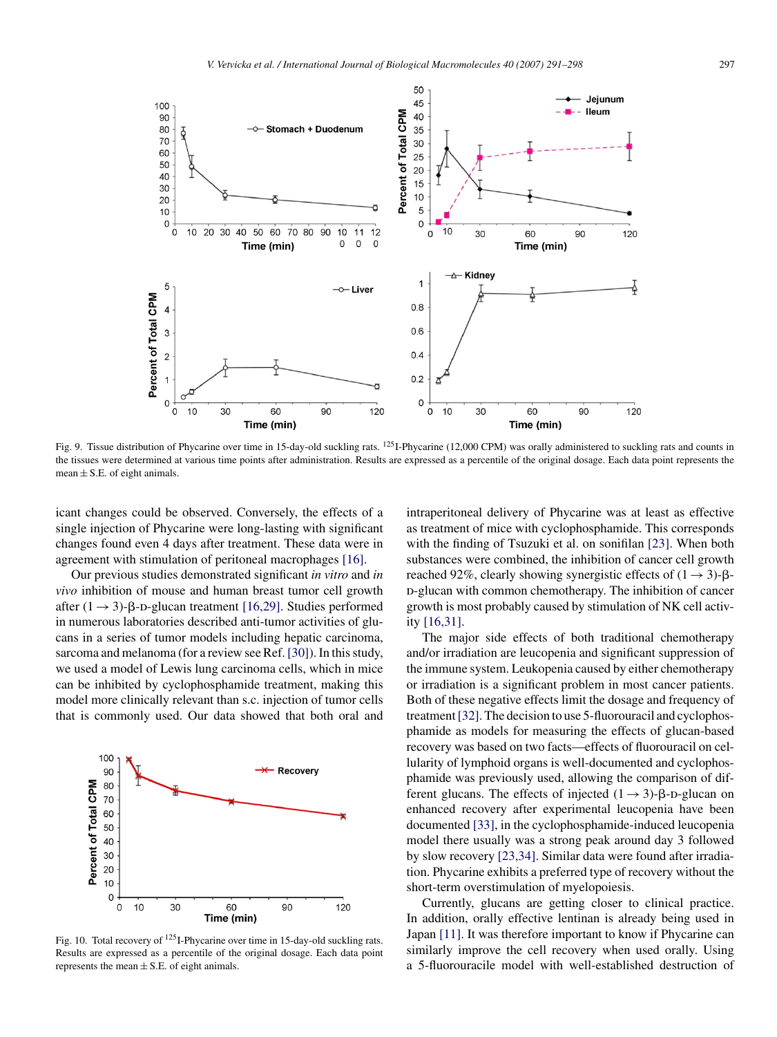Stomach + Duodenum

100
90
80
70
60
50
40
30
20
10
0

0 10 20 30 40 50 60 70 80 90 100 110 120

Time (min)

Jejunum
Ileum

Percent of Total CPM

50
45
40
35
30
25
20
15
10
5
0

0 10 30 60 90 120

Time (min)

Liver

Percent of Total CPM

5
4
3
2
1
0

0 10 30 60 90 120

Time (min)

Kidney

1
0.8
0.6
0.4
0.2
0

0 10 30 60 90 120

Time (min)

Fig. 9. Tissue distribution of Phycarine over time in 15-day-old suckling rats. $^{125}$I-Phycarine (12,000 CPM) was orally administered to suckling rats and counts in the tissues were determined at various time points after administration. Results are expressed as a percentile of the original dosage. Each data point represents the mean ± S.E. of eight animals.

icant changes could be observed. Conversely, the effects of a single injection of Phycarine were long-lasting with significant changes found even 4 days after treatment. These data were in agreement with stimulation of peritoneal macrophages [16].

Our previous studies demonstrated significant *in vitro* and *in vivo* inhibition of mouse and human breast tumor cell growth after (1 → 3)-β-D-glucan treatment [16,29]. Studies performed in numerous laboratories described anti-tumor activities of glucans in a series of tumor models including hepatic carcinoma, sarcoma and melanoma (for a review see Ref. [30]). In this study, we used a model of Lewis lung carcinoma cells, which in mice can be inhibited by cyclophosphamide treatment, making this model more clinically relevant than s.c. injection of tumor cells that is commonly used. Our data showed that both oral and intraperitoneal delivery of Phycarine was at least as effective as treatment of mice with cyclophosphamide. This corresponds with the finding of Tsuzuki et al. on sonifilan [23]. When both substances were combined, the inhibition of cancer cell growth reached 92%, clearly showing synergistic effects of (1 → 3)-β-D-glucan with common chemotherapy. The inhibition of cancer growth is most probably caused by stimulation of NK cell activity [16,31].

The major side effects of both traditional chemotherapy and/or irradiation are leucopenia and significant suppression of the immune system. Leukopenia caused by either chemotherapy or irradiation is a significant problem in most cancer patients. Both of these negative effects limit the dosage and frequency of treatment [32]. The decision to use 5-fluorouracil and cyclophosphamide as models for measuring the effects of glucan-based recovery was based on two facts—effects of fluorouracil on cellularity of lymphoid organs is well-documented and cyclophosphamide was previously used, allowing the comparison of different glucans. The effects of injected (1 → 3)-β-D-glucan on enhanced recovery after experimental leucopenia have been documented [33], in the cyclophosphamide-induced leucopenia model there usually was a strong peak around day 3 followed by slow recovery [23,34]. Similar data were found after irradiation. Phycarine exhibits a preferred type of recovery without the short-term overstimulation of myelopoiesis.

Currently, glucans are getting closer to clinical practice. In addition, orally effective lentinan is already being used in Japan [11]. It was therefore important to know if Phycarine can similarly improve the cell recovery when used orally. Using a 5-fluorouracile model with well-established destruction of

Recovery

Percent of Total CPM

100
90
80
70
60
50
40
30
20
10
0

0 10 30 60 90 120

Time (min)

Fig. 10. Total recovery of $^{125}$I-Phycarine over time in 15-day-old suckling rats. Results are expressed as a percentile of the original dosage. Each data point represents the mean ± S.E. of eight animals.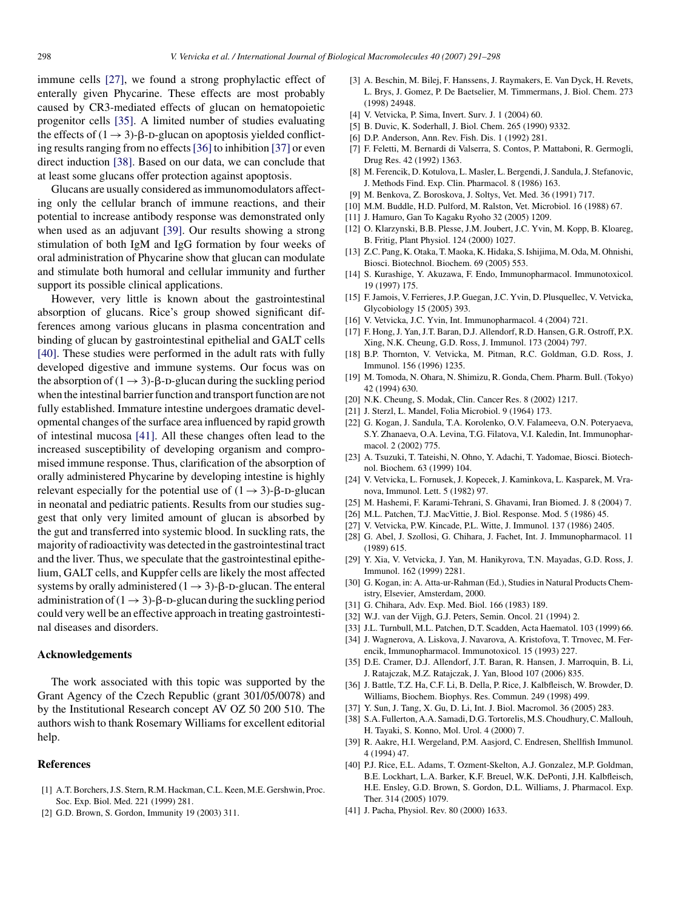immune cells [27], we found a strong prophylactic effect of enterally given Phycarine. These effects are most probably caused by CR3-mediated effects of glucan on hematopoietic progenitor cells [35]. A limited number of studies evaluating the effects of $(1 \rightarrow 3)$-β-D-glucan on apoptosis yielded conflicting results ranging from no effects [36] to inhibition [37] or even direct induction [38]. Based on our data, we can conclude that at least some glucans offer protection against apoptosis.

Glucans are usually considered as immunomodulators affecting only the cellular branch of immune reactions, and their potential to increase antibody response was demonstrated only when used as an adjuvant [39]. Our results showing a strong stimulation of both IgM and IgG formation by four weeks of oral administration of Phycarine show that glucan can modulate and stimulate both humoral and cellular immunity and further support its possible clinical applications.

However, very little is known about the gastrointestinal absorption of glucans. Rice's group showed significant differences among various glucans in plasma concentration and binding of glucan by gastrointestinal epithelial and GALT cells [40]. These studies were performed in the adult rats with fully developed digestive and immune systems. Our focus was on the absorption of $(1 \rightarrow 3)$-β-D-glucan during the suckling period when the intestinal barrier function and transport function are not fully established. Immature intestine undergoes dramatic developmental changes of the surface area influenced by rapid growth of intestinal mucosa [41]. All these changes often lead to the increased susceptibility of developing organism and compromised immune response. Thus, clarification of the absorption of orally administered Phycarine by developing intestine is highly relevant especially for the potential use of $(1 \rightarrow 3)$-β-D-glucan in neonatal and pediatric patients. Results from our studies suggest that only very limited amount of glucan is absorbed by the gut and transferred into systemic blood. In suckling rats, the majority of radioactivity was detected in the gastrointestinal tract and the liver. Thus, we speculate that the gastrointestinal epithelium, GALT cells, and Kuppfer cells are likely the most affected systems by orally administered $(1 \rightarrow 3)$-β-D-glucan. The enteral administration of $(1 \rightarrow 3)$-β-D-glucan during the suckling period could very well be an effective approach in treating gastrointestinal diseases and disorders.

## Acknowledgements

The work associated with this topic was supported by the Grant Agency of the Czech Republic (grant 301/05/0078) and by the Institutional Research concept AV OZ 50 200 510. The authors wish to thank Rosemary Williams for excellent editorial help.

## References

[1] A.T. Borchers, J.S. Stern, R.M. Hackman, C.L. Keen, M.E. Gershwin, Proc. Soc. Exp. Biol. Med. 221 (1999) 281.

[2] G.D. Brown, S. Gordon, Immunity 19 (2003) 311.

[3] A. Beschin, M. Bilej, F. Hanssens, J. Raymakers, E. Van Dyck, H. Revets, L. Brys, J. Gomez, P. De Baetselier, M. Timmermans, J. Biol. Chem. 273 (1998) 24948.

[4] V. Vetvicka, P. Sima, Invert. Surv. J. 1 (2004) 60.

[5] B. Duvic, K. Soderhall, J. Biol. Chem. 265 (1990) 9332.

[6] D.P. Anderson, Ann. Rev. Fish. Dis. 1 (1992) 281.

[7] F. Feletti, M. Bernardi di Valserra, S. Contos, P. Mattaboni, R. Germogli, Drug Res. 42 (1992) 1363.

[8] M. Ferencik, D. Kotulova, L. Masler, L. Bergendi, J. Sandula, J. Stefanovic, J. Methods Find. Exp. Clin. Pharmacol. 8 (1986) 163.

[9] M. Benkova, Z. Boroskova, J. Soltys, Vet. Med. 36 (1991) 717.

[10] M.M. Buddle, H.D. Pulford, M. Ralston, Vet. Microbiol. 16 (1988) 67.

[11] J. Hamuro, Gan To Kagaku Ryoho 32 (2005) 1209.

[12] O. Klarzynski, B.B. Plesse, J.M. Joubert, J.C. Yvin, M. Kopp, B. Kloareg, B. Fritig, Plant Physiol. 124 (2000) 1027.

[13] Z.C. Pang, K. Otaka, T. Maoka, K. Hidaka, S. Ishijima, M. Oda, M. Ohnishi, Biosci. Biotechnol. Biochem. 69 (2005) 553.

[14] S. Kurashige, Y. Akuzawa, F. Endo, Immunopharmacol. Immunotoxicol. 19 (1997) 175.

[15] F. Jamois, V. Ferrieres, J.P. Guegan, J.C. Yvin, D. Plusquellec, V. Vetvicka, Glycobiology 15 (2005) 393.

[16] V. Vetvicka, J.C. Yvin, Int. Immunopharmacol. 4 (2004) 721.

[17] F. Hong, J. Yan, J.T. Baran, D.J. Allendorf, R.D. Hansen, G.R. Ostroff, P.X. Xing, N.K. Cheung, G.D. Ross, J. Immunol. 173 (2004) 797.

[18] B.P. Thornton, V. Vetvicka, M. Pitman, R.C. Goldman, G.D. Ross, J. Immunol. 156 (1996) 1235.

[19] M. Tomoda, N. Ohara, N. Shimizu, R. Gonda, Chem. Pharm. Bull. (Tokyo) 42 (1994) 630.

[20] N.K. Cheung, S. Modak, Clin. Cancer Res. 8 (2002) 1217.

[21] J. Sterzl, L. Mandel, Folia Microbiol. 9 (1964) 173.

[22] G. Kogan, J. Sandula, T.A. Korolenko, O.V. Falameeva, O.N. Poteryaeva, S.Y. Zhanaeva, O.A. Levina, T.G. Filatova, V.I. Kaledin, Int. Immunopharmacol. 2 (2002) 775.

[23] A. Tsuzuki, T. Tateishi, N. Ohno, Y. Adachi, T. Yadomae, Biosci. Biotechnol. Biochem. 63 (1999) 104.

[24] V. Vetvicka, L. Fornusek, J. Kopecek, J. Kaminkova, L. Kasparek, M. Vranova, Immunol. Lett. 5 (1982) 97.

[25] M. Hashemi, F. Karami-Tehrani, S. Ghavami, Iran Biomed. J. 8 (2004) 7.

[26] M.L. Patchen, T.J. MacVittie, J. Biol. Response. Mod. 5 (1986) 45.

[27] V. Vetvicka, P.W. Kincade, P.L. Witte, J. Immunol. 137 (1986) 2405.

[28] G. Abel, J. Szollosi, G. Chihara, J. Fachet, Int. J. Immunopharmacol. 11 (1989) 615.

[29] Y. Xia, V. Vetvicka, J. Yan, M. Hanikyrova, T.N. Mayadas, G.D. Ross, J. Immunol. 162 (1999) 2281.

[30] G. Kogan, in: A. Atta-ur-Rahman (Ed.), Studies in Natural Products Chemistry, Elsevier, Amsterdam, 2000.

[31] G. Chihara, Adv. Exp. Med. Biol. 166 (1983) 189.

[32] W.J. van der Vijgh, G.J. Peters, Semin. Oncol. 21 (1994) 2.

[33] J.L. Turnbull, M.L. Patchen, D.T. Scadden, Acta Haematol. 103 (1999) 66.

[34] J. Wagnerova, A. Liskova, J. Navarova, A. Kristofova, T. Trnovec, M. Ferencik, Immunopharmacol. Immunotoxicol. 15 (1993) 227.

[35] D.E. Cramer, D.J. Allendorf, J.T. Baran, R. Hansen, J. Marroquin, B. Li, J. Ratajczak, M.Z. Ratajczak, J. Yan, Blood 107 (2006) 835.

[36] J. Battle, T.Z. Ha, C.F. Li, B. Della, P. Rice, J. Kalbfleisch, W. Browder, D. Williams, Biochem. Biophys. Res. Commun. 249 (1998) 499.

[37] Y. Sun, J. Tang, X. Gu, D. Li, Int. J. Biol. Macromol. 36 (2005) 283.

[38] S.A. Fullerton, A.A. Samadi, D.G. Tortorelis, M.S. Choudhury, C. Mallouh, H. Tayaki, S. Konno, Mol. Urol. 4 (2000) 7.

[39] R. Aakre, H.I. Wergeland, P.M. Aasjord, C. Endresen, Shellfish Immunol. 4 (1994) 47.

[40] P.J. Rice, E.L. Adams, T. Ozment-Skelton, A.J. Gonzalez, M.P. Goldman, B.E. Lockhart, L.A. Barker, K.F. Breuel, W.K. DePonti, J.H. Kalbfleisch, H.E. Ensley, G.D. Brown, S. Gordon, D.L. Williams, J. Pharmacol. Exp. Ther. 314 (2005) 1079.

[41] J. Pacha, Physiol. Rev. 80 (2000) 1633.